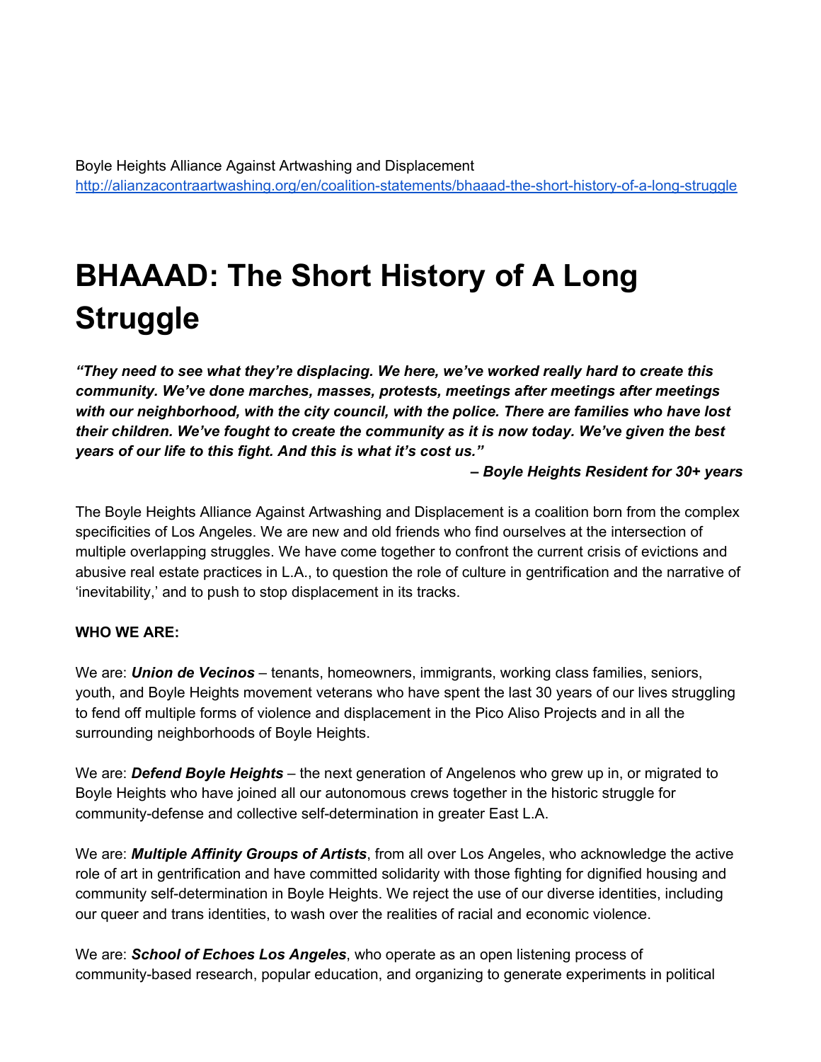Boyle Heights Alliance Against Artwashing and Displacement
http://alianzacontraartwashing.org/en/coalition-statements/bhaaad-the-short-history-of-a-long-struggle

# BHAAAD: The Short History of A Long Struggle

***"They need to see what they're displacing. We here, we've worked really hard to create this community. We've done marches, masses, protests, meetings after meetings after meetings with our neighborhood, with the city council, with the police. There are families who have lost their children. We've fought to create the community as it is now today. We've given the best years of our life to this fight. And this is what it's cost us."***

***– Boyle Heights Resident for 30+ years***

The Boyle Heights Alliance Against Artwashing and Displacement is a coalition born from the complex specificities of Los Angeles. We are new and old friends who find ourselves at the intersection of multiple overlapping struggles. We have come together to confront the current crisis of evictions and abusive real estate practices in L.A., to question the role of culture in gentrification and the narrative of 'inevitability,' and to push to stop displacement in its tracks.

**WHO WE ARE:**

We are: ***Union de Vecinos*** – tenants, homeowners, immigrants, working class families, seniors, youth, and Boyle Heights movement veterans who have spent the last 30 years of our lives struggling to fend off multiple forms of violence and displacement in the Pico Aliso Projects and in all the surrounding neighborhoods of Boyle Heights.

We are: ***Defend Boyle Heights*** – the next generation of Angelenos who grew up in, or migrated to Boyle Heights who have joined all our autonomous crews together in the historic struggle for community-defense and collective self-determination in greater East L.A.

We are: ***Multiple Affinity Groups of Artists***, from all over Los Angeles, who acknowledge the active role of art in gentrification and have committed solidarity with those fighting for dignified housing and community self-determination in Boyle Heights. We reject the use of our diverse identities, including our queer and trans identities, to wash over the realities of racial and economic violence.

We are: ***School of Echoes Los Angeles***, who operate as an open listening process of community-based research, popular education, and organizing to generate experiments in political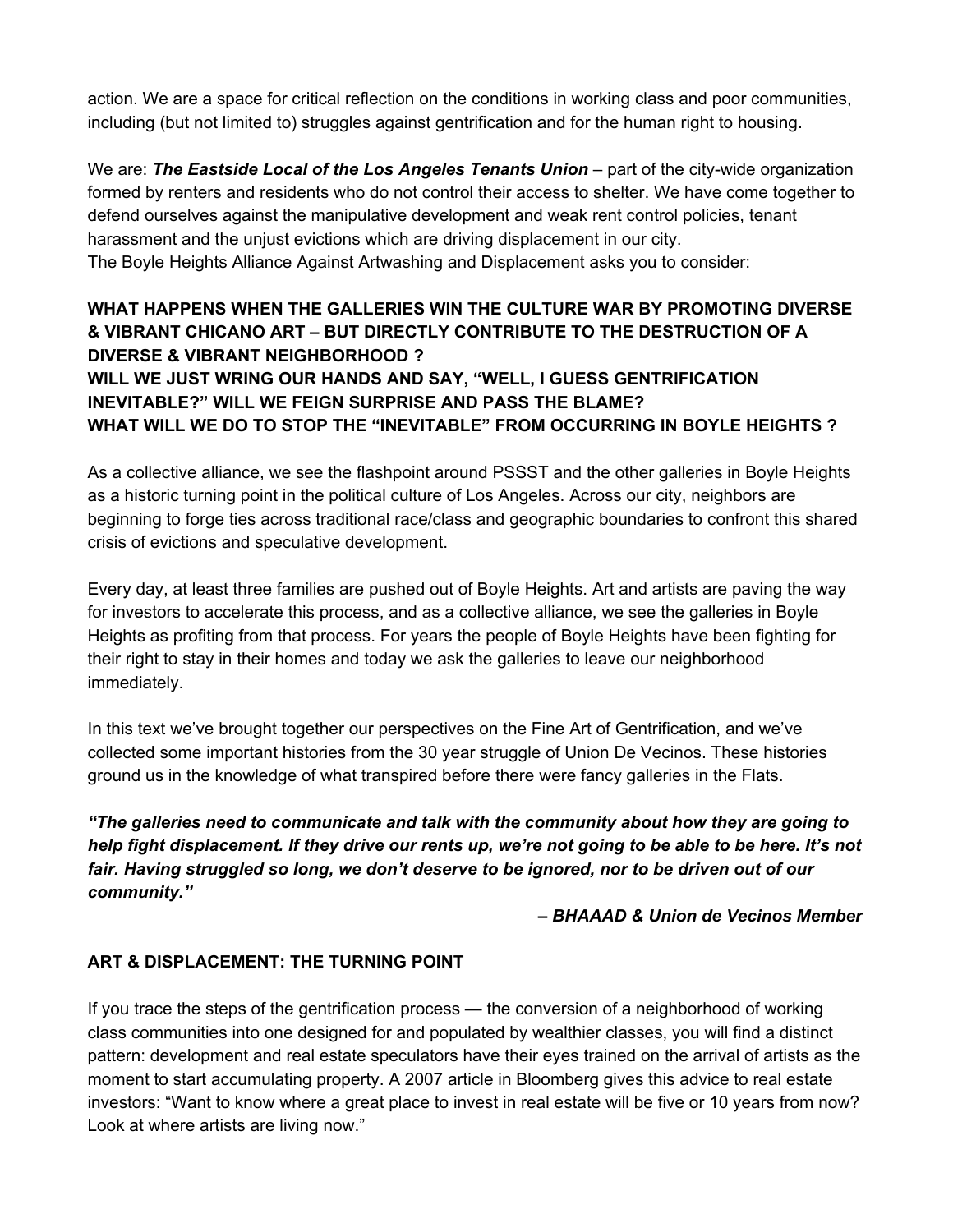action. We are a space for critical reflection on the conditions in working class and poor communities, including (but not limited to) struggles against gentrification and for the human right to housing.

We are: ***The Eastside Local of the Los Angeles Tenants Union*** – part of the city-wide organization formed by renters and residents who do not control their access to shelter. We have come together to defend ourselves against the manipulative development and weak rent control policies, tenant harassment and the unjust evictions which are driving displacement in our city.
The Boyle Heights Alliance Against Artwashing and Displacement asks you to consider:

**WHAT HAPPENS WHEN THE GALLERIES WIN THE CULTURE WAR BY PROMOTING DIVERSE & VIBRANT CHICANO ART – BUT DIRECTLY CONTRIBUTE TO THE DESTRUCTION OF A DIVERSE & VIBRANT NEIGHBORHOOD ?**
**WILL WE JUST WRING OUR HANDS AND SAY, "WELL, I GUESS GENTRIFICATION INEVITABLE?" WILL WE FEIGN SURPRISE AND PASS THE BLAME?**
**WHAT WILL WE DO TO STOP THE "INEVITABLE" FROM OCCURRING IN BOYLE HEIGHTS ?**

As a collective alliance, we see the flashpoint around PSSST and the other galleries in Boyle Heights as a historic turning point in the political culture of Los Angeles. Across our city, neighbors are beginning to forge ties across traditional race/class and geographic boundaries to confront this shared crisis of evictions and speculative development.

Every day, at least three families are pushed out of Boyle Heights. Art and artists are paving the way for investors to accelerate this process, and as a collective alliance, we see the galleries in Boyle Heights as profiting from that process. For years the people of Boyle Heights have been fighting for their right to stay in their homes and today we ask the galleries to leave our neighborhood immediately.

In this text we've brought together our perspectives on the Fine Art of Gentrification, and we've collected some important histories from the 30 year struggle of Union De Vecinos. These histories ground us in the knowledge of what transpired before there were fancy galleries in the Flats.

***"The galleries need to communicate and talk with the community about how they are going to help fight displacement. If they drive our rents up, we're not going to be able to be here. It's not fair. Having struggled so long, we don't deserve to be ignored, nor to be driven out of our community."***

***– BHAAAD & Union de Vecinos Member***

## ART & DISPLACEMENT: THE TURNING POINT

If you trace the steps of the gentrification process — the conversion of a neighborhood of working class communities into one designed for and populated by wealthier classes, you will find a distinct pattern: development and real estate speculators have their eyes trained on the arrival of artists as the moment to start accumulating property. A 2007 article in Bloomberg gives this advice to real estate investors: "Want to know where a great place to invest in real estate will be five or 10 years from now? Look at where artists are living now."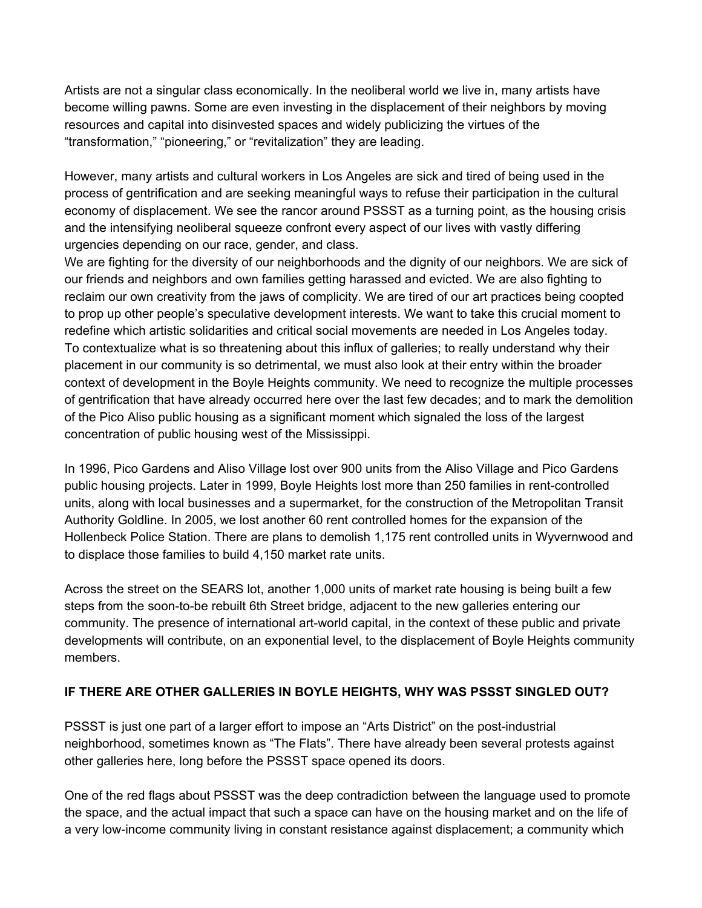Artists are not a singular class economically. In the neoliberal world we live in, many artists have become willing pawns. Some are even investing in the displacement of their neighbors by moving resources and capital into disinvested spaces and widely publicizing the virtues of the "transformation," "pioneering," or "revitalization" they are leading.

However, many artists and cultural workers in Los Angeles are sick and tired of being used in the process of gentrification and are seeking meaningful ways to refuse their participation in the cultural economy of displacement. We see the rancor around PSSST as a turning point, as the housing crisis and the intensifying neoliberal squeeze confront every aspect of our lives with vastly differing urgencies depending on our race, gender, and class.

We are fighting for the diversity of our neighborhoods and the dignity of our neighbors. We are sick of our friends and neighbors and own families getting harassed and evicted. We are also fighting to reclaim our own creativity from the jaws of complicity. We are tired of our art practices being coopted to prop up other people's speculative development interests. We want to take this crucial moment to redefine which artistic solidarities and critical social movements are needed in Los Angeles today.

To contextualize what is so threatening about this influx of galleries; to really understand why their placement in our community is so detrimental, we must also look at their entry within the broader context of development in the Boyle Heights community. We need to recognize the multiple processes of gentrification that have already occurred here over the last few decades; and to mark the demolition of the Pico Aliso public housing as a significant moment which signaled the loss of the largest concentration of public housing west of the Mississippi.

In 1996, Pico Gardens and Aliso Village lost over 900 units from the Aliso Village and Pico Gardens public housing projects. Later in 1999, Boyle Heights lost more than 250 families in rent-controlled units, along with local businesses and a supermarket, for the construction of the Metropolitan Transit Authority Goldline. In 2005, we lost another 60 rent controlled homes for the expansion of the Hollenbeck Police Station. There are plans to demolish 1,175 rent controlled units in Wyvernwood and to displace those families to build 4,150 market rate units.

Across the street on the SEARS lot, another 1,000 units of market rate housing is being built a few steps from the soon-to-be rebuilt 6th Street bridge, adjacent to the new galleries entering our community. The presence of international art-world capital, in the context of these public and private developments will contribute, on an exponential level, to the displacement of Boyle Heights community members.

## IF THERE ARE OTHER GALLERIES IN BOYLE HEIGHTS, WHY WAS PSSST SINGLED OUT?

PSSST is just one part of a larger effort to impose an "Arts District" on the post-industrial neighborhood, sometimes known as "The Flats". There have already been several protests against other galleries here, long before the PSSST space opened its doors.

One of the red flags about PSSST was the deep contradiction between the language used to promote the space, and the actual impact that such a space can have on the housing market and on the life of a very low-income community living in constant resistance against displacement; a community which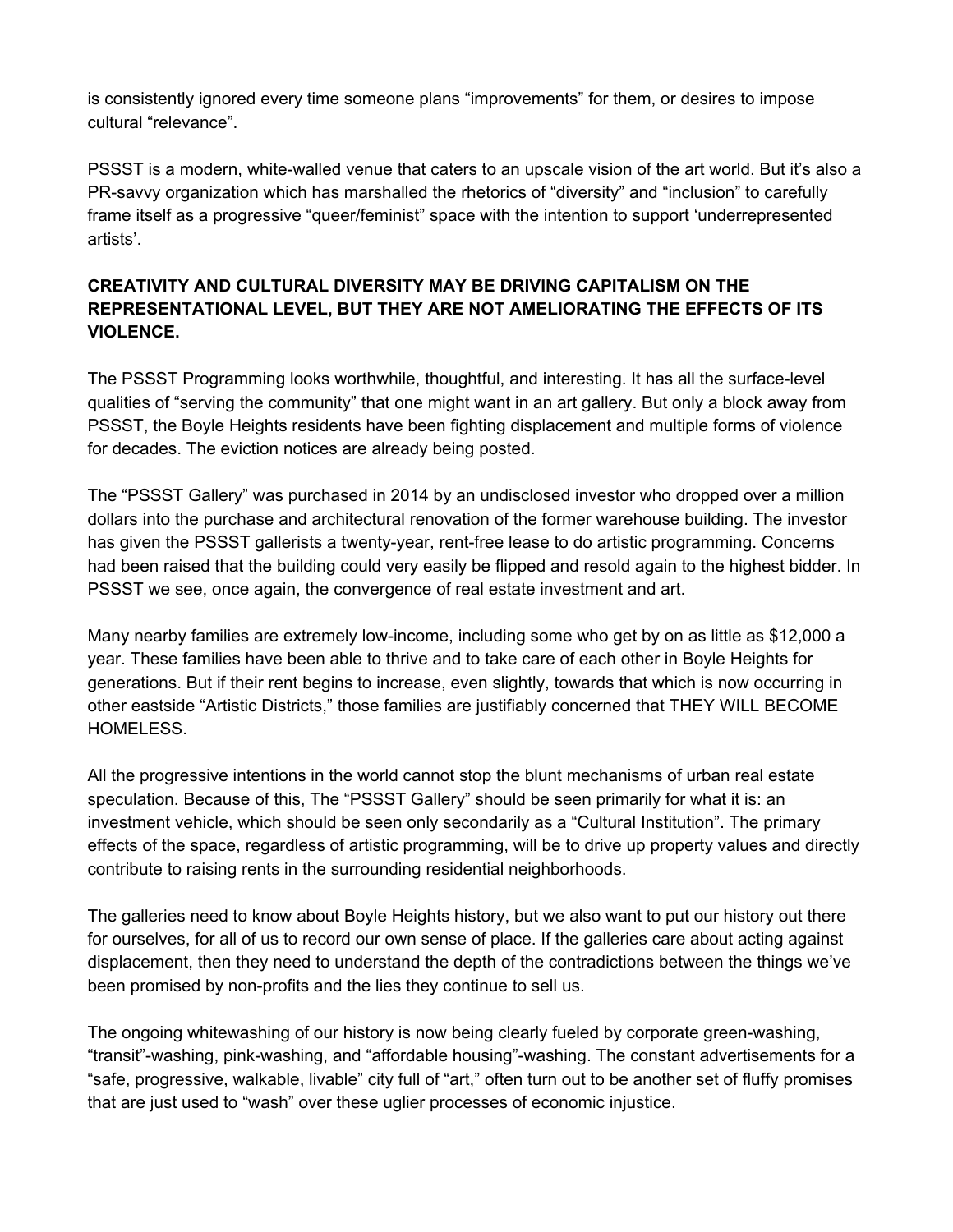is consistently ignored every time someone plans "improvements" for them, or desires to impose cultural "relevance".

PSSST is a modern, white-walled venue that caters to an upscale vision of the art world. But it's also a PR-savvy organization which has marshalled the rhetorics of "diversity" and "inclusion" to carefully frame itself as a progressive "queer/feminist" space with the intention to support 'underrepresented artists'.

**CREATIVITY AND CULTURAL DIVERSITY MAY BE DRIVING CAPITALISM ON THE REPRESENTATIONAL LEVEL, BUT THEY ARE NOT AMELIORATING THE EFFECTS OF ITS VIOLENCE.**

The PSSST Programming looks worthwhile, thoughtful, and interesting. It has all the surface-level qualities of "serving the community" that one might want in an art gallery. But only a block away from PSSST, the Boyle Heights residents have been fighting displacement and multiple forms of violence for decades. The eviction notices are already being posted.

The "PSSST Gallery" was purchased in 2014 by an undisclosed investor who dropped over a million dollars into the purchase and architectural renovation of the former warehouse building. The investor has given the PSSST gallerists a twenty-year, rent-free lease to do artistic programming. Concerns had been raised that the building could very easily be flipped and resold again to the highest bidder. In PSSST we see, once again, the convergence of real estate investment and art.

Many nearby families are extremely low-income, including some who get by on as little as $12,000 a year. These families have been able to thrive and to take care of each other in Boyle Heights for generations. But if their rent begins to increase, even slightly, towards that which is now occurring in other eastside "Artistic Districts," those families are justifiably concerned that THEY WILL BECOME HOMELESS.

All the progressive intentions in the world cannot stop the blunt mechanisms of urban real estate speculation. Because of this, The "PSSST Gallery" should be seen primarily for what it is: an investment vehicle, which should be seen only secondarily as a "Cultural Institution". The primary effects of the space, regardless of artistic programming, will be to drive up property values and directly contribute to raising rents in the surrounding residential neighborhoods.

The galleries need to know about Boyle Heights history, but we also want to put our history out there for ourselves, for all of us to record our own sense of place. If the galleries care about acting against displacement, then they need to understand the depth of the contradictions between the things we've been promised by non-profits and the lies they continue to sell us.

The ongoing whitewashing of our history is now being clearly fueled by corporate green-washing, "transit"-washing, pink-washing, and "affordable housing"-washing. The constant advertisements for a "safe, progressive, walkable, livable" city full of "art," often turn out to be another set of fluffy promises that are just used to "wash" over these uglier processes of economic injustice.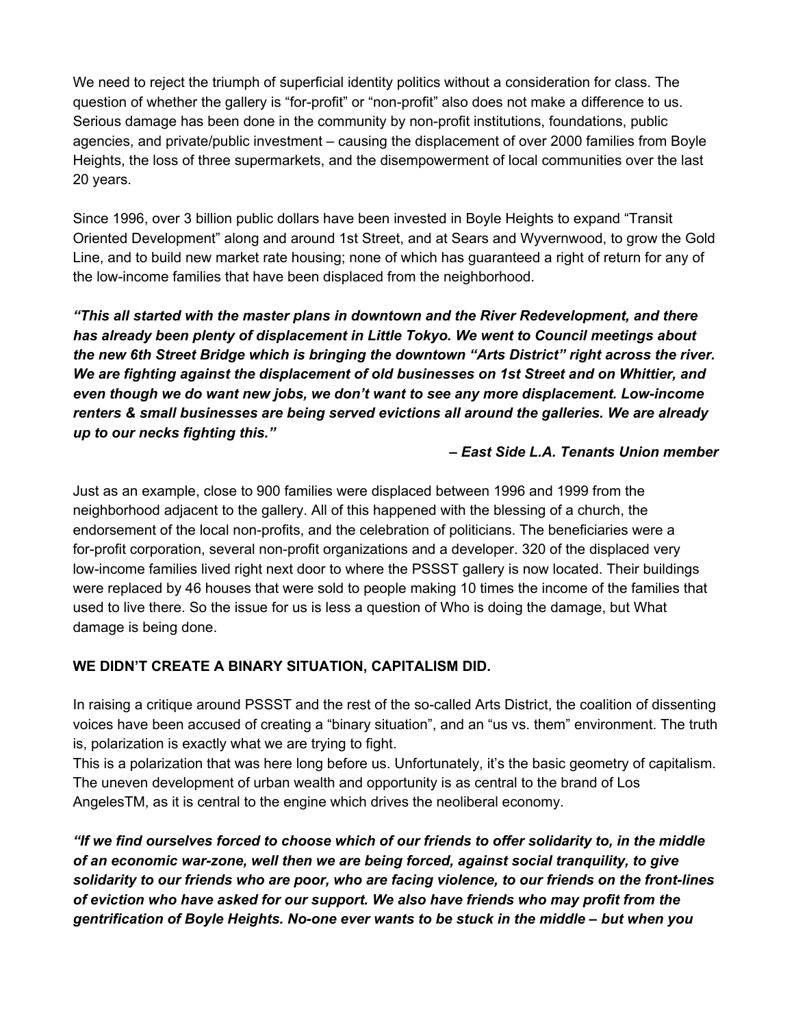We need to reject the triumph of superficial identity politics without a consideration for class. The question of whether the gallery is "for-profit" or "non-profit" also does not make a difference to us. Serious damage has been done in the community by non-profit institutions, foundations, public agencies, and private/public investment – causing the displacement of over 2000 families from Boyle Heights, the loss of three supermarkets, and the disempowerment of local communities over the last 20 years.

Since 1996, over 3 billion public dollars have been invested in Boyle Heights to expand "Transit Oriented Development" along and around 1st Street, and at Sears and Wyvernwood, to grow the Gold Line, and to build new market rate housing; none of which has guaranteed a right of return for any of the low-income families that have been displaced from the neighborhood.

***"This all started with the master plans in downtown and the River Redevelopment, and there has already been plenty of displacement in Little Tokyo. We went to Council meetings about the new 6th Street Bridge which is bringing the downtown "Arts District" right across the river. We are fighting against the displacement of old businesses on 1st Street and on Whittier, and even though we do want new jobs, we don't want to see any more displacement. Low-income renters & small businesses are being served evictions all around the galleries. We are already up to our necks fighting this."***

***– East Side L.A. Tenants Union member***

Just as an example, close to 900 families were displaced between 1996 and 1999 from the neighborhood adjacent to the gallery. All of this happened with the blessing of a church, the endorsement of the local non-profits, and the celebration of politicians. The beneficiaries were a for-profit corporation, several non-profit organizations and a developer. 320 of the displaced very low-income families lived right next door to where the PSSST gallery is now located. Their buildings were replaced by 46 houses that were sold to people making 10 times the income of the families that used to live there. So the issue for us is less a question of Who is doing the damage, but What damage is being done.

**WE DIDN'T CREATE A BINARY SITUATION, CAPITALISM DID.**

In raising a critique around PSSST and the rest of the so-called Arts District, the coalition of dissenting voices have been accused of creating a "binary situation", and an "us vs. them" environment. The truth is, polarization is exactly what we are trying to fight.
This is a polarization that was here long before us. Unfortunately, it's the basic geometry of capitalism. The uneven development of urban wealth and opportunity is as central to the brand of Los AngelesTM, as it is central to the engine which drives the neoliberal economy.

***"If we find ourselves forced to choose which of our friends to offer solidarity to, in the middle of an economic war-zone, well then we are being forced, against social tranquility, to give solidarity to our friends who are poor, who are facing violence, to our friends on the front-lines of eviction who have asked for our support. We also have friends who may profit from the gentrification of Boyle Heights. No-one ever wants to be stuck in the middle – but when you***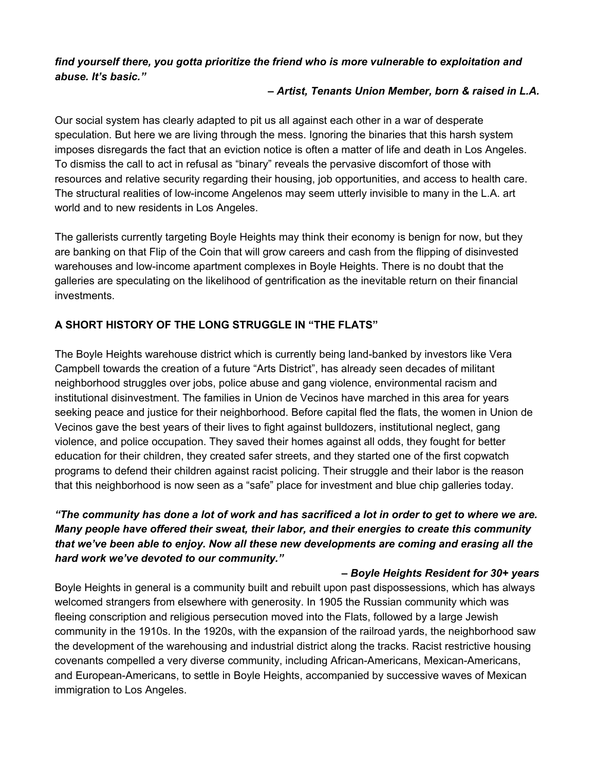***find yourself there, you gotta prioritize the friend who is more vulnerable to exploitation and abuse. It's basic."***

***– Artist, Tenants Union Member, born & raised in L.A.***

Our social system has clearly adapted to pit us all against each other in a war of desperate speculation. But here we are living through the mess. Ignoring the binaries that this harsh system imposes disregards the fact that an eviction notice is often a matter of life and death in Los Angeles. To dismiss the call to act in refusal as "binary" reveals the pervasive discomfort of those with resources and relative security regarding their housing, job opportunities, and access to health care. The structural realities of low-income Angelenos may seem utterly invisible to many in the L.A. art world and to new residents in Los Angeles.

The gallerists currently targeting Boyle Heights may think their economy is benign for now, but they are banking on that Flip of the Coin that will grow careers and cash from the flipping of disinvested warehouses and low-income apartment complexes in Boyle Heights. There is no doubt that the galleries are speculating on the likelihood of gentrification as the inevitable return on their financial investments.

**A SHORT HISTORY OF THE LONG STRUGGLE IN "THE FLATS"**

The Boyle Heights warehouse district which is currently being land-banked by investors like Vera Campbell towards the creation of a future "Arts District", has already seen decades of militant neighborhood struggles over jobs, police abuse and gang violence, environmental racism and institutional disinvestment. The families in Union de Vecinos have marched in this area for years seeking peace and justice for their neighborhood. Before capital fled the flats, the women in Union de Vecinos gave the best years of their lives to fight against bulldozers, institutional neglect, gang violence, and police occupation. They saved their homes against all odds, they fought for better education for their children, they created safer streets, and they started one of the first copwatch programs to defend their children against racist policing. Their struggle and their labor is the reason that this neighborhood is now seen as a "safe" place for investment and blue chip galleries today.

***"The community has done a lot of work and has sacrificed a lot in order to get to where we are. Many people have offered their sweat, their labor, and their energies to create this community that we've been able to enjoy. Now all these new developments are coming and erasing all the hard work we've devoted to our community."***

***– Boyle Heights Resident for 30+ years***

Boyle Heights in general is a community built and rebuilt upon past dispossessions, which has always welcomed strangers from elsewhere with generosity. In 1905 the Russian community which was fleeing conscription and religious persecution moved into the Flats, followed by a large Jewish community in the 1910s. In the 1920s, with the expansion of the railroad yards, the neighborhood saw the development of the warehousing and industrial district along the tracks. Racist restrictive housing covenants compelled a very diverse community, including African-Americans, Mexican-Americans, and European-Americans, to settle in Boyle Heights, accompanied by successive waves of Mexican immigration to Los Angeles.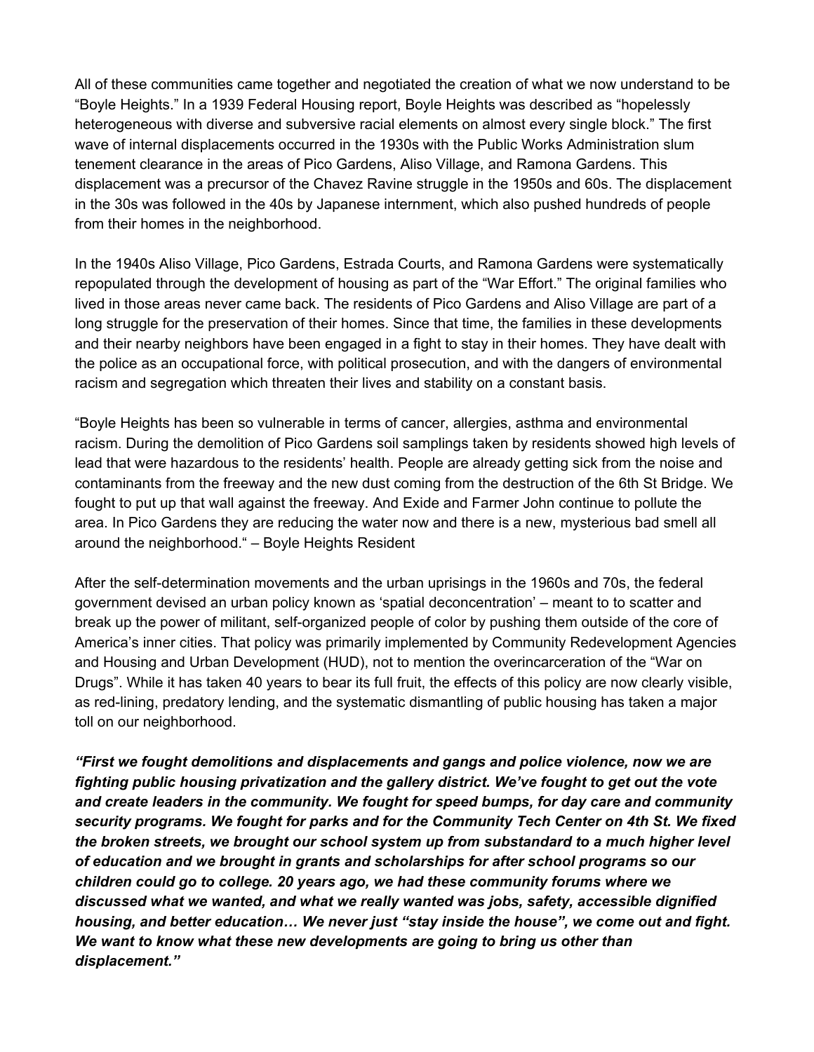All of these communities came together and negotiated the creation of what we now understand to be "Boyle Heights." In a 1939 Federal Housing report, Boyle Heights was described as "hopelessly heterogeneous with diverse and subversive racial elements on almost every single block." The first wave of internal displacements occurred in the 1930s with the Public Works Administration slum tenement clearance in the areas of Pico Gardens, Aliso Village, and Ramona Gardens. This displacement was a precursor of the Chavez Ravine struggle in the 1950s and 60s. The displacement in the 30s was followed in the 40s by Japanese internment, which also pushed hundreds of people from their homes in the neighborhood.

In the 1940s Aliso Village, Pico Gardens, Estrada Courts, and Ramona Gardens were systematically repopulated through the development of housing as part of the "War Effort." The original families who lived in those areas never came back. The residents of Pico Gardens and Aliso Village are part of a long struggle for the preservation of their homes. Since that time, the families in these developments and their nearby neighbors have been engaged in a fight to stay in their homes. They have dealt with the police as an occupational force, with political prosecution, and with the dangers of environmental racism and segregation which threaten their lives and stability on a constant basis.

"Boyle Heights has been so vulnerable in terms of cancer, allergies, asthma and environmental racism. During the demolition of Pico Gardens soil samplings taken by residents showed high levels of lead that were hazardous to the residents' health. People are already getting sick from the noise and contaminants from the freeway and the new dust coming from the destruction of the 6th St Bridge. We fought to put up that wall against the freeway. And Exide and Farmer John continue to pollute the area. In Pico Gardens they are reducing the water now and there is a new, mysterious bad smell all around the neighborhood." – Boyle Heights Resident

After the self-determination movements and the urban uprisings in the 1960s and 70s, the federal government devised an urban policy known as 'spatial deconcentration' – meant to to scatter and break up the power of militant, self-organized people of color by pushing them outside of the core of America's inner cities. That policy was primarily implemented by Community Redevelopment Agencies and Housing and Urban Development (HUD), not to mention the overincarceration of the "War on Drugs". While it has taken 40 years to bear its full fruit, the effects of this policy are now clearly visible, as red-lining, predatory lending, and the systematic dismantling of public housing has taken a major toll on our neighborhood.

***"First we fought demolitions and displacements and gangs and police violence, now we are fighting public housing privatization and the gallery district. We've fought to get out the vote and create leaders in the community. We fought for speed bumps, for day care and community security programs. We fought for parks and for the Community Tech Center on 4th St. We fixed the broken streets, we brought our school system up from substandard to a much higher level of education and we brought in grants and scholarships for after school programs so our children could go to college. 20 years ago, we had these community forums where we discussed what we wanted, and what we really wanted was jobs, safety, accessible dignified housing, and better education… We never just "stay inside the house", we come out and fight. We want to know what these new developments are going to bring us other than displacement."***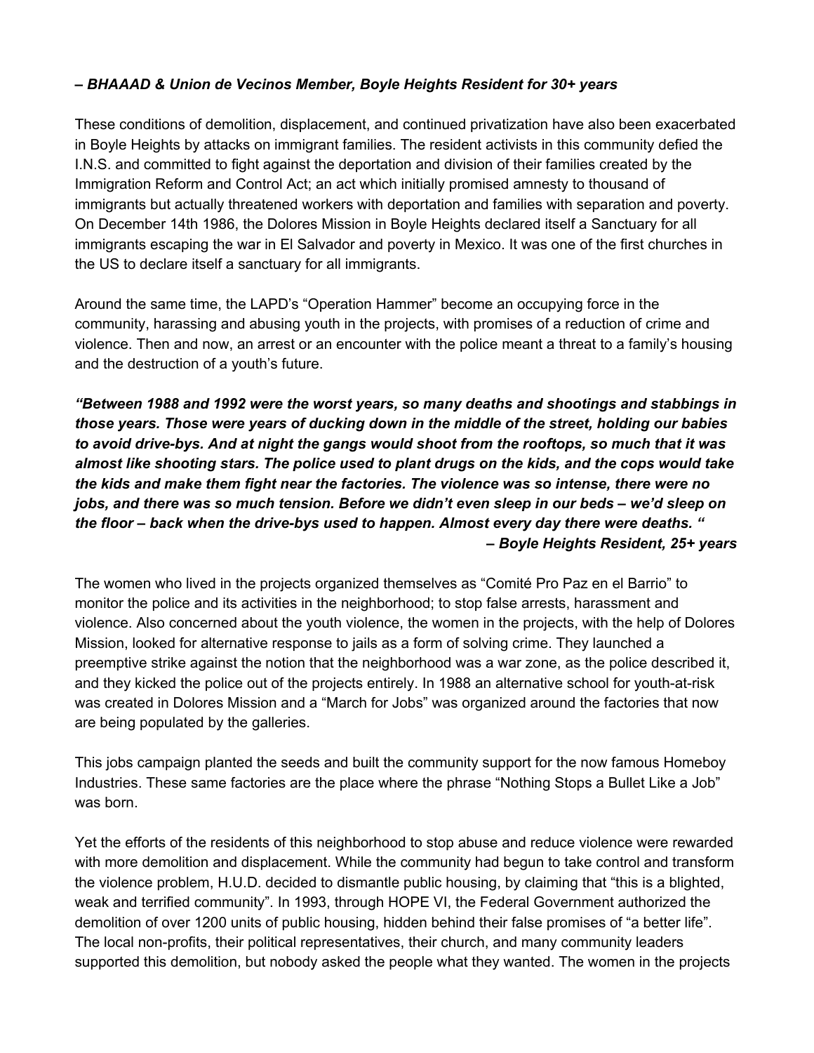***– BHAAAD & Union de Vecinos Member, Boyle Heights Resident for 30+ years***

These conditions of demolition, displacement, and continued privatization have also been exacerbated in Boyle Heights by attacks on immigrant families. The resident activists in this community defied the I.N.S. and committed to fight against the deportation and division of their families created by the Immigration Reform and Control Act; an act which initially promised amnesty to thousand of immigrants but actually threatened workers with deportation and families with separation and poverty. On December 14th 1986, the Dolores Mission in Boyle Heights declared itself a Sanctuary for all immigrants escaping the war in El Salvador and poverty in Mexico. It was one of the first churches in the US to declare itself a sanctuary for all immigrants.

Around the same time, the LAPD's "Operation Hammer" become an occupying force in the community, harassing and abusing youth in the projects, with promises of a reduction of crime and violence. Then and now, an arrest or an encounter with the police meant a threat to a family's housing and the destruction of a youth's future.

***"Between 1988 and 1992 were the worst years, so many deaths and shootings and stabbings in those years. Those were years of ducking down in the middle of the street, holding our babies to avoid drive-bys. And at night the gangs would shoot from the rooftops, so much that it was almost like shooting stars. The police used to plant drugs on the kids, and the cops would take the kids and make them fight near the factories. The violence was so intense, there were no jobs, and there was so much tension. Before we didn't even sleep in our beds – we'd sleep on the floor – back when the drive-bys used to happen. Almost every day there were deaths. "***
***– Boyle Heights Resident, 25+ years***

The women who lived in the projects organized themselves as "Comité Pro Paz en el Barrio" to monitor the police and its activities in the neighborhood; to stop false arrests, harassment and violence. Also concerned about the youth violence, the women in the projects, with the help of Dolores Mission, looked for alternative response to jails as a form of solving crime. They launched a preemptive strike against the notion that the neighborhood was a war zone, as the police described it, and they kicked the police out of the projects entirely. In 1988 an alternative school for youth-at-risk was created in Dolores Mission and a "March for Jobs" was organized around the factories that now are being populated by the galleries.

This jobs campaign planted the seeds and built the community support for the now famous Homeboy Industries. These same factories are the place where the phrase "Nothing Stops a Bullet Like a Job" was born.

Yet the efforts of the residents of this neighborhood to stop abuse and reduce violence were rewarded with more demolition and displacement. While the community had begun to take control and transform the violence problem, H.U.D. decided to dismantle public housing, by claiming that "this is a blighted, weak and terrified community". In 1993, through HOPE VI, the Federal Government authorized the demolition of over 1200 units of public housing, hidden behind their false promises of "a better life". The local non-profits, their political representatives, their church, and many community leaders supported this demolition, but nobody asked the people what they wanted. The women in the projects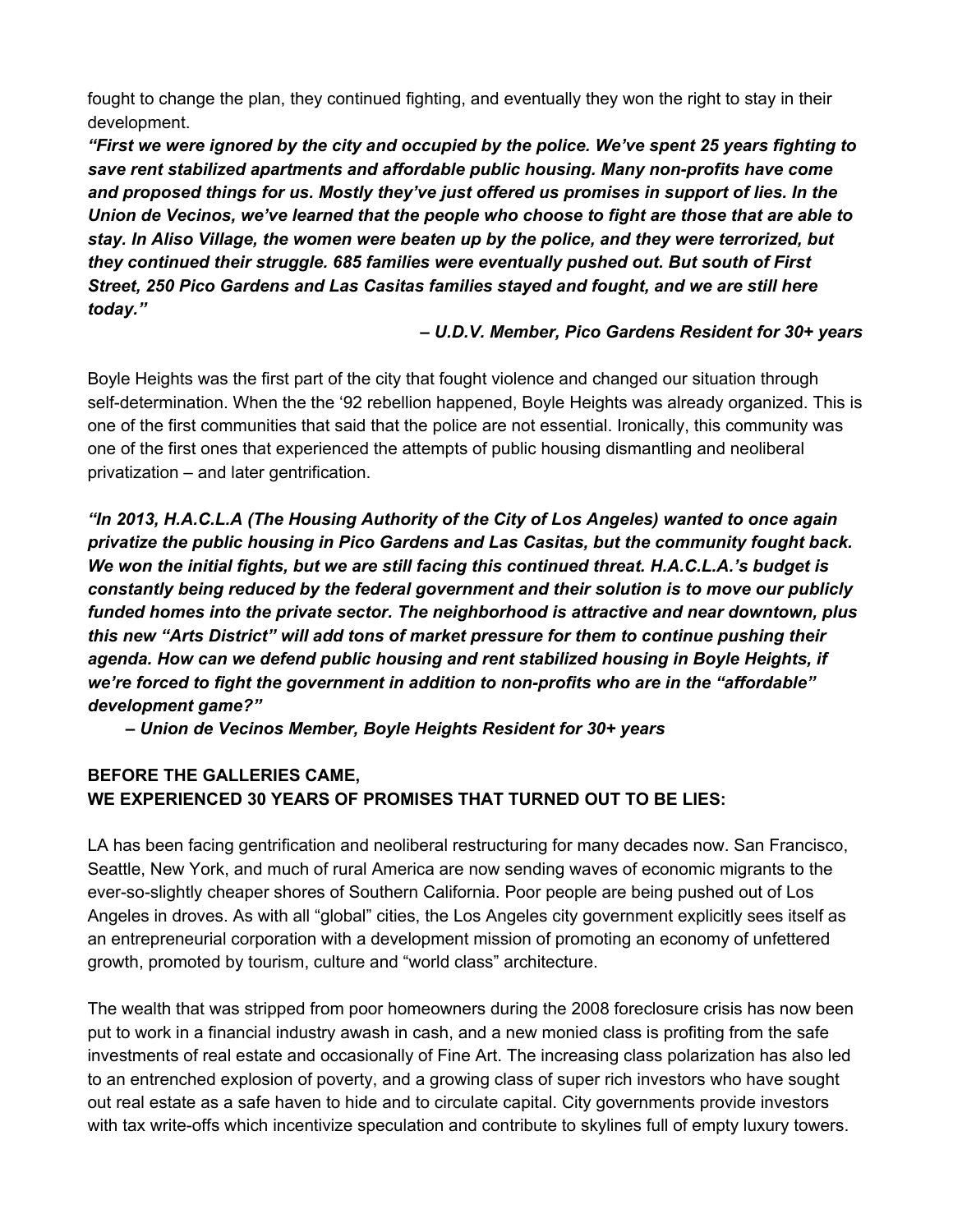fought to change the plan, they continued fighting, and eventually they won the right to stay in their development.

***"First we were ignored by the city and occupied by the police. We've spent 25 years fighting to save rent stabilized apartments and affordable public housing. Many non-profits have come and proposed things for us. Mostly they've just offered us promises in support of lies. In the Union de Vecinos, we've learned that the people who choose to fight are those that are able to stay. In Aliso Village, the women were beaten up by the police, and they were terrorized, but they continued their struggle. 685 families were eventually pushed out. But south of First Street, 250 Pico Gardens and Las Casitas families stayed and fought, and we are still here today."***

***– U.D.V. Member, Pico Gardens Resident for 30+ years***

Boyle Heights was the first part of the city that fought violence and changed our situation through self-determination. When the the '92 rebellion happened, Boyle Heights was already organized. This is one of the first communities that said that the police are not essential. Ironically, this community was one of the first ones that experienced the attempts of public housing dismantling and neoliberal privatization – and later gentrification.

***"In 2013, H.A.C.L.A (The Housing Authority of the City of Los Angeles) wanted to once again privatize the public housing in Pico Gardens and Las Casitas, but the community fought back. We won the initial fights, but we are still facing this continued threat. H.A.C.L.A.'s budget is constantly being reduced by the federal government and their solution is to move our publicly funded homes into the private sector. The neighborhood is attractive and near downtown, plus this new "Arts District" will add tons of market pressure for them to continue pushing their agenda. How can we defend public housing and rent stabilized housing in Boyle Heights, if we're forced to fight the government in addition to non-profits who are in the "affordable" development game?"***

***– Union de Vecinos Member, Boyle Heights Resident for 30+ years***

**BEFORE THE GALLERIES CAME,**
**WE EXPERIENCED 30 YEARS OF PROMISES THAT TURNED OUT TO BE LIES:**

LA has been facing gentrification and neoliberal restructuring for many decades now. San Francisco, Seattle, New York, and much of rural America are now sending waves of economic migrants to the ever-so-slightly cheaper shores of Southern California. Poor people are being pushed out of Los Angeles in droves. As with all "global" cities, the Los Angeles city government explicitly sees itself as an entrepreneurial corporation with a development mission of promoting an economy of unfettered growth, promoted by tourism, culture and "world class" architecture.

The wealth that was stripped from poor homeowners during the 2008 foreclosure crisis has now been put to work in a financial industry awash in cash, and a new monied class is profiting from the safe investments of real estate and occasionally of Fine Art. The increasing class polarization has also led to an entrenched explosion of poverty, and a growing class of super rich investors who have sought out real estate as a safe haven to hide and to circulate capital. City governments provide investors with tax write-offs which incentivize speculation and contribute to skylines full of empty luxury towers.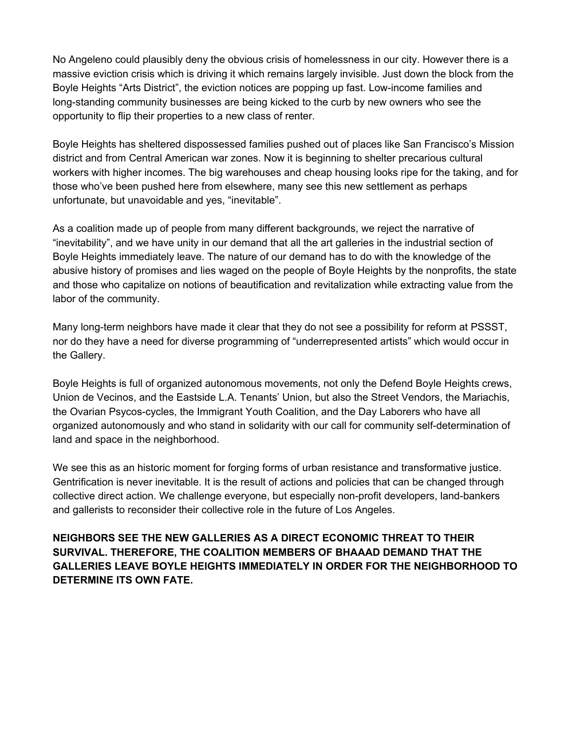No Angeleno could plausibly deny the obvious crisis of homelessness in our city. However there is a massive eviction crisis which is driving it which remains largely invisible. Just down the block from the Boyle Heights "Arts District", the eviction notices are popping up fast. Low-income families and long-standing community businesses are being kicked to the curb by new owners who see the opportunity to flip their properties to a new class of renter.

Boyle Heights has sheltered dispossessed families pushed out of places like San Francisco's Mission district and from Central American war zones. Now it is beginning to shelter precarious cultural workers with higher incomes. The big warehouses and cheap housing looks ripe for the taking, and for those who've been pushed here from elsewhere, many see this new settlement as perhaps unfortunate, but unavoidable and yes, "inevitable".

As a coalition made up of people from many different backgrounds, we reject the narrative of "inevitability", and we have unity in our demand that all the art galleries in the industrial section of Boyle Heights immediately leave. The nature of our demand has to do with the knowledge of the abusive history of promises and lies waged on the people of Boyle Heights by the nonprofits, the state and those who capitalize on notions of beautification and revitalization while extracting value from the labor of the community.

Many long-term neighbors have made it clear that they do not see a possibility for reform at PSSST, nor do they have a need for diverse programming of "underrepresented artists" which would occur in the Gallery.

Boyle Heights is full of organized autonomous movements, not only the Defend Boyle Heights crews, Union de Vecinos, and the Eastside L.A. Tenants' Union, but also the Street Vendors, the Mariachis, the Ovarian Psycos-cycles, the Immigrant Youth Coalition, and the Day Laborers who have all organized autonomously and who stand in solidarity with our call for community self-determination of land and space in the neighborhood.

We see this as an historic moment for forging forms of urban resistance and transformative justice. Gentrification is never inevitable. It is the result of actions and policies that can be changed through collective direct action. We challenge everyone, but especially non-profit developers, land-bankers and gallerists to reconsider their collective role in the future of Los Angeles.

**NEIGHBORS SEE THE NEW GALLERIES AS A DIRECT ECONOMIC THREAT TO THEIR SURVIVAL. THEREFORE, THE COALITION MEMBERS OF BHAAAD DEMAND THAT THE GALLERIES LEAVE BOYLE HEIGHTS IMMEDIATELY IN ORDER FOR THE NEIGHBORHOOD TO DETERMINE ITS OWN FATE.**